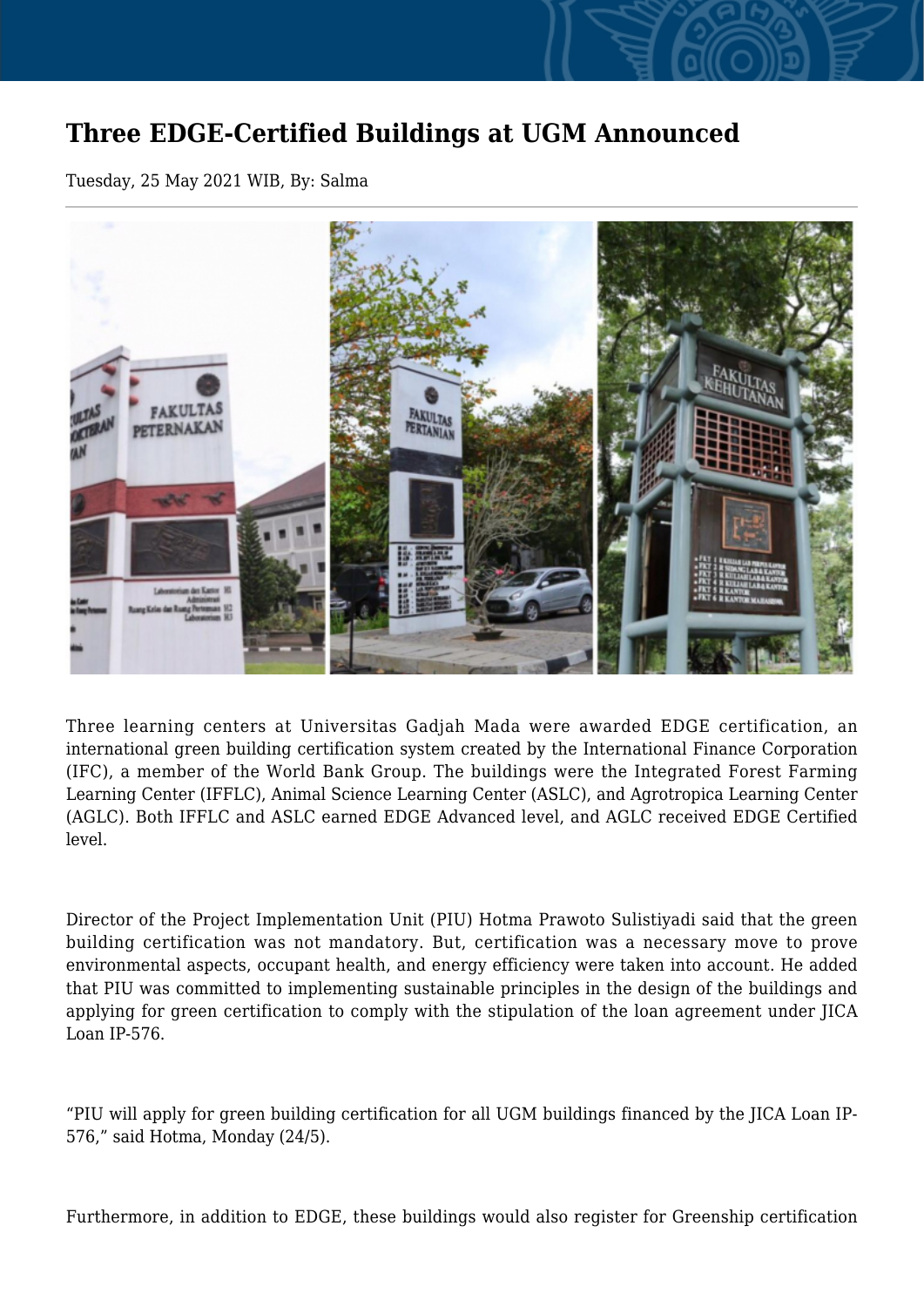# Three EDGE-Certified Buildings at UGM Announced

Tuesday, 25 May 2021 WIB, By: Salma

Three learning centers at Universitas Gadjah Mada were awarded EDGE certification, an international green building certification system created by the International Finance Corporation (IFC), a member of the World Bank Group. The buildings were the Integrated Forest Farming Learning Center (IFFLC), Animal Science Learning Center (ASLC), and Agrotropica Learning Center (AGLC). Both IFFLC and ASLC earned EDGE Advanced level, and AGLC received EDGE Certified level.

Director of the Project Implementation Unit (PIU) Hotma Prawoto Sulistiyadi said that the green building certification was not mandatory. But, certification was a necessary move to prove environmental aspects, occupant health, and energy efficiency were taken into account. He added that PIU was committed to implementing sustainable principles in the design of the buildings and applying for green certification to comply with the stipulation of the loan agreement under JICA Loan IP-576.

“PIU will apply for green building certification for all UGM buildings financed by the JICA Loan IP-576,” said Hotma, Monday (24/5).

Furthermore, in addition to EDGE, these buildings would also register for Greenship certification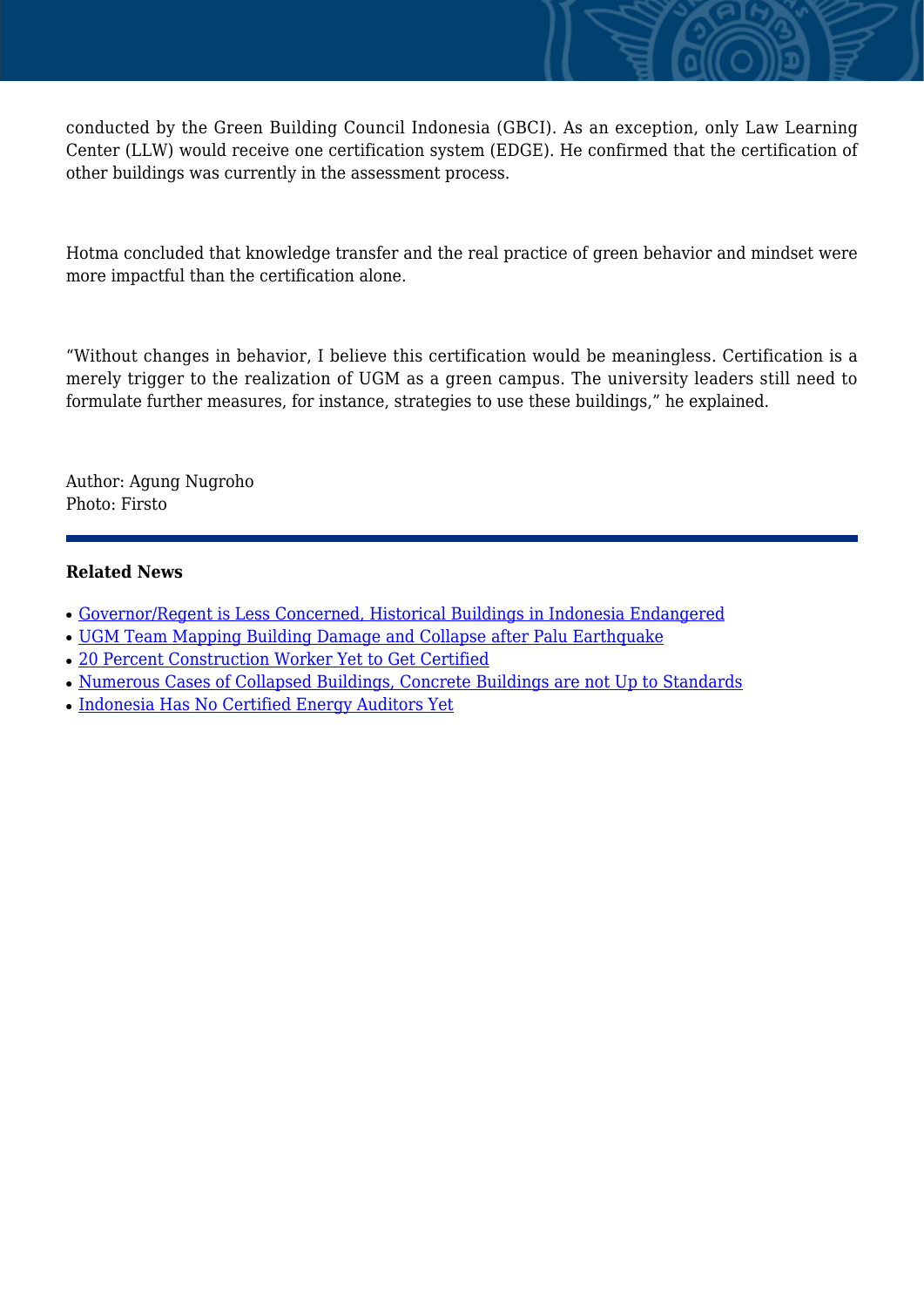conducted by the Green Building Council Indonesia (GBCI). As an exception, only Law Learning Center (LLW) would receive one certification system (EDGE). He confirmed that the certification of other buildings was currently in the assessment process.

Hotma concluded that knowledge transfer and the real practice of green behavior and mindset were more impactful than the certification alone.

"Without changes in behavior, I believe this certification would be meaningless. Certification is a merely trigger to the realization of UGM as a green campus. The university leaders still need to formulate further measures, for instance, strategies to use these buildings," he explained.

Author: Agung Nugroho
Photo: Firsto

---

**Related News**

- Governor/Regent is Less Concerned, Historical Buildings in Indonesia Endangered
- UGM Team Mapping Building Damage and Collapse after Palu Earthquake
- 20 Percent Construction Worker Yet to Get Certified
- Numerous Cases of Collapsed Buildings, Concrete Buildings are not Up to Standards
- Indonesia Has No Certified Energy Auditors Yet